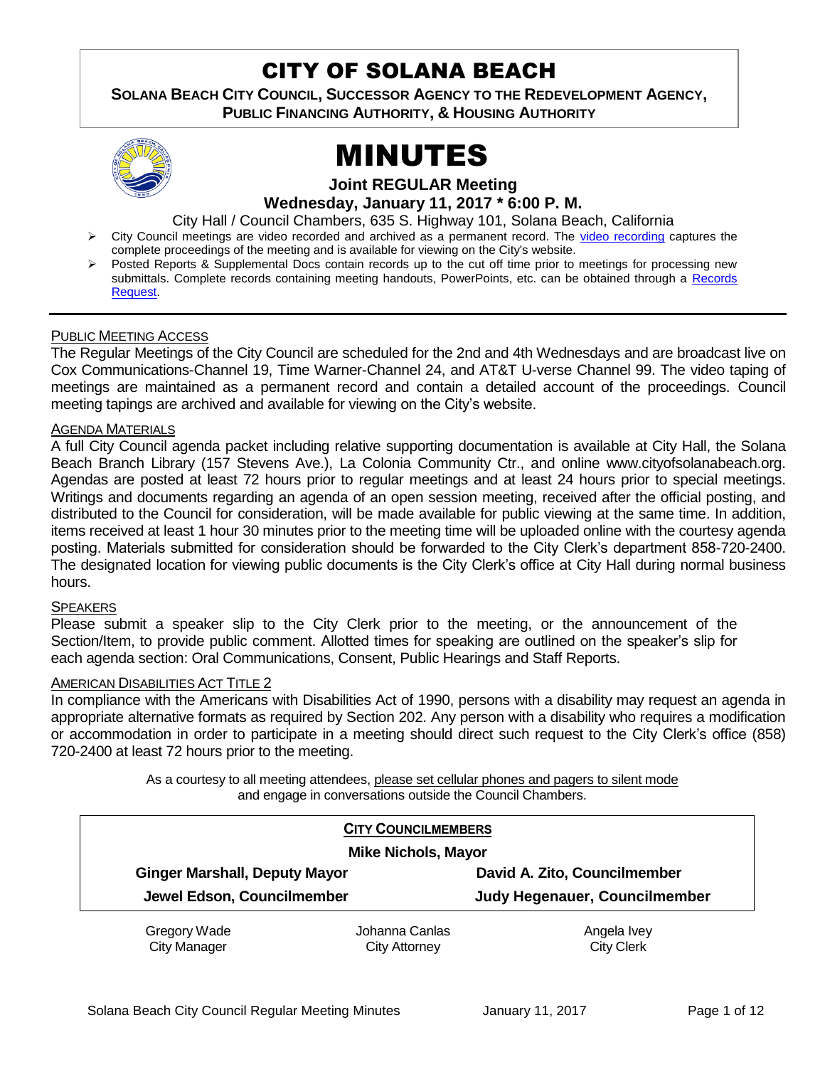# CITY OF SOLANA BEACH

**SOLANA BEACH CITY COUNCIL, SUCCESSOR AGENCY TO THE REDEVELOPMENT AGENCY, PUBLIC FINANCING AUTHORITY, & HOUSING AUTHORITY**

# MINUTES

**Joint REGULAR Meeting**

**Wednesday, January 11, 2017 * 6:00 P. M.**

City Hall / Council Chambers, 635 S. Highway 101, Solana Beach, California

- City Council meetings are video recorded and archived as a permanent record. The video recording captures the complete proceedings of the meeting and is available for viewing on the City's website.
- Posted Reports & Supplemental Docs contain records up to the cut off time prior to meetings for processing new submittals. Complete records containing meeting handouts, PowerPoints, etc. can be obtained through a Records Request.

PUBLIC MEETING ACCESS

The Regular Meetings of the City Council are scheduled for the 2nd and 4th Wednesdays and are broadcast live on Cox Communications-Channel 19, Time Warner-Channel 24, and AT&T U-verse Channel 99. The video taping of meetings are maintained as a permanent record and contain a detailed account of the proceedings. Council meeting tapings are archived and available for viewing on the City's website.

AGENDA MATERIALS

A full City Council agenda packet including relative supporting documentation is available at City Hall, the Solana Beach Branch Library (157 Stevens Ave.), La Colonia Community Ctr., and online www.cityofsolanabeach.org. Agendas are posted at least 72 hours prior to regular meetings and at least 24 hours prior to special meetings. Writings and documents regarding an agenda of an open session meeting, received after the official posting, and distributed to the Council for consideration, will be made available for public viewing at the same time. In addition, items received at least 1 hour 30 minutes prior to the meeting time will be uploaded online with the courtesy agenda posting. Materials submitted for consideration should be forwarded to the City Clerk's department 858-720-2400. The designated location for viewing public documents is the City Clerk's office at City Hall during normal business hours.

SPEAKERS

Please submit a speaker slip to the City Clerk prior to the meeting, or the announcement of the Section/Item, to provide public comment. Allotted times for speaking are outlined on the speaker's slip for each agenda section: Oral Communications, Consent, Public Hearings and Staff Reports.

AMERICAN DISABILITIES ACT TITLE 2

In compliance with the Americans with Disabilities Act of 1990, persons with a disability may request an agenda in appropriate alternative formats as required by Section 202. Any person with a disability who requires a modification or accommodation in order to participate in a meeting should direct such request to the City Clerk's office (858) 720-2400 at least 72 hours prior to the meeting.

As a courtesy to all meeting attendees, please set cellular phones and pagers to silent mode and engage in conversations outside the Council Chambers.

**CITY COUNCILMEMBERS**

**Mike Nichols, Mayor**

| | |
|---|---|
| **Ginger Marshall, Deputy Mayor** | **David A. Zito, Councilmember** |
| **Jewel Edson, Councilmember** | **Judy Hegenauer, Councilmember** |

| | | |
|---|---|---|
| Gregory Wade<br>City Manager | Johanna Canlas<br>City Attorney | Angela Ivey<br>City Clerk |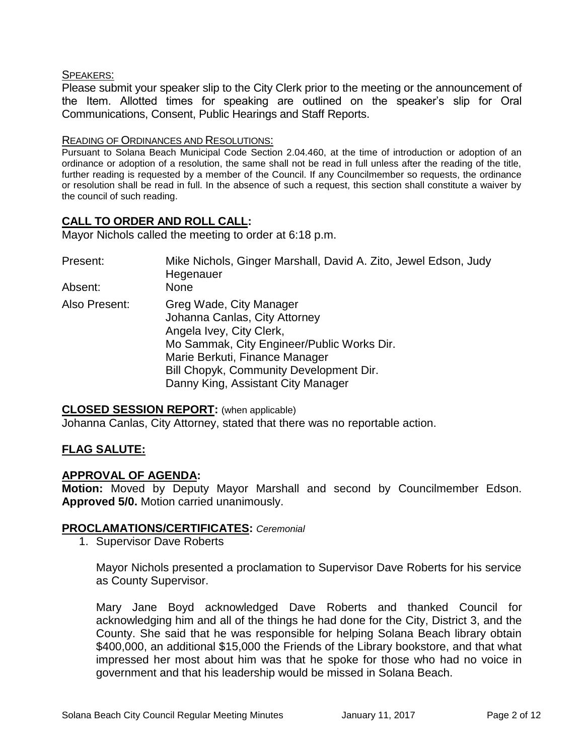SPEAKERS:

Please submit your speaker slip to the City Clerk prior to the meeting or the announcement of the Item. Allotted times for speaking are outlined on the speaker's slip for Oral Communications, Consent, Public Hearings and Staff Reports.

READING OF ORDINANCES AND RESOLUTIONS:

Pursuant to Solana Beach Municipal Code Section 2.04.460, at the time of introduction or adoption of an ordinance or adoption of a resolution, the same shall not be read in full unless after the reading of the title, further reading is requested by a member of the Council. If any Councilmember so requests, the ordinance or resolution shall be read in full. In the absence of such a request, this section shall constitute a waiver by the council of such reading.

## CALL TO ORDER AND ROLL CALL:

Mayor Nichols called the meeting to order at 6:18 p.m.

Present: Mike Nichols, Ginger Marshall, David A. Zito, Jewel Edson, Judy Hegenauer

Absent: None

Also Present: Greg Wade, City Manager
Johanna Canlas, City Attorney
Angela Ivey, City Clerk,
Mo Sammak, City Engineer/Public Works Dir.
Marie Berkuti, Finance Manager
Bill Chopyk, Community Development Dir.
Danny King, Assistant City Manager

## CLOSED SESSION REPORT: (when applicable)

Johanna Canlas, City Attorney, stated that there was no reportable action.

## FLAG SALUTE:

## APPROVAL OF AGENDA:

**Motion:** Moved by Deputy Mayor Marshall and second by Councilmember Edson. **Approved 5/0.** Motion carried unanimously.

## PROCLAMATIONS/CERTIFICATES: *Ceremonial*

1. Supervisor Dave Roberts

   Mayor Nichols presented a proclamation to Supervisor Dave Roberts for his service as County Supervisor.

   Mary Jane Boyd acknowledged Dave Roberts and thanked Council for acknowledging him and all of the things he had done for the City, District 3, and the County. She said that he was responsible for helping Solana Beach library obtain $400,000, an additional $15,000 the Friends of the Library bookstore, and that what impressed her most about him was that he spoke for those who had no voice in government and that his leadership would be missed in Solana Beach.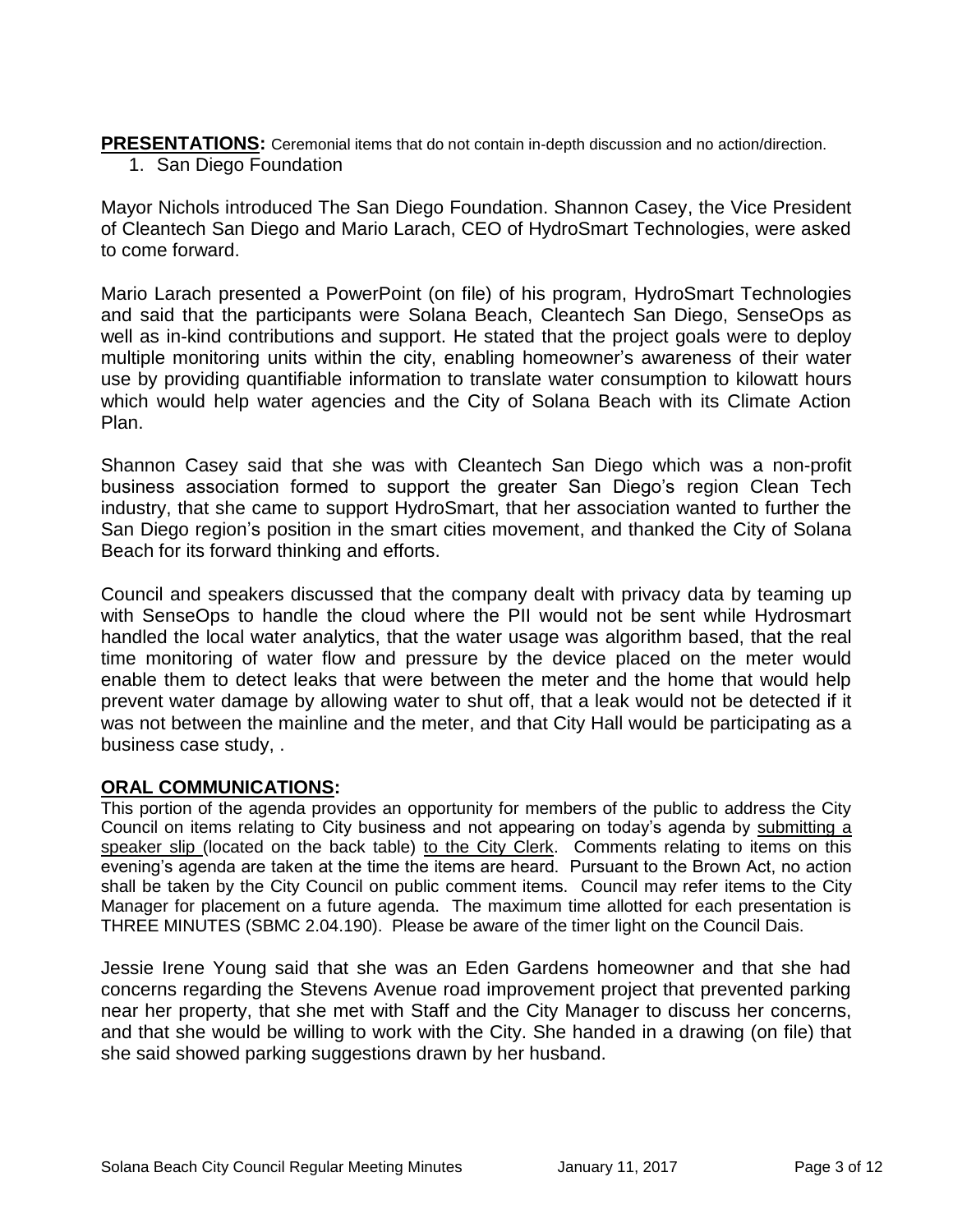**PRESENTATIONS:** Ceremonial items that do not contain in-depth discussion and no action/direction.

1. San Diego Foundation

Mayor Nichols introduced The San Diego Foundation. Shannon Casey, the Vice President of Cleantech San Diego and Mario Larach, CEO of HydroSmart Technologies, were asked to come forward.

Mario Larach presented a PowerPoint (on file) of his program, HydroSmart Technologies and said that the participants were Solana Beach, Cleantech San Diego, SenseOps as well as in-kind contributions and support. He stated that the project goals were to deploy multiple monitoring units within the city, enabling homeowner's awareness of their water use by providing quantifiable information to translate water consumption to kilowatt hours which would help water agencies and the City of Solana Beach with its Climate Action Plan.

Shannon Casey said that she was with Cleantech San Diego which was a non-profit business association formed to support the greater San Diego's region Clean Tech industry, that she came to support HydroSmart, that her association wanted to further the San Diego region's position in the smart cities movement, and thanked the City of Solana Beach for its forward thinking and efforts.

Council and speakers discussed that the company dealt with privacy data by teaming up with SenseOps to handle the cloud where the PII would not be sent while Hydrosmart handled the local water analytics, that the water usage was algorithm based, that the real time monitoring of water flow and pressure by the device placed on the meter would enable them to detect leaks that were between the meter and the home that would help prevent water damage by allowing water to shut off, that a leak would not be detected if it was not between the mainline and the meter, and that City Hall would be participating as a business case study, .

**ORAL COMMUNICATIONS:**

This portion of the agenda provides an opportunity for members of the public to address the City Council on items relating to City business and not appearing on today's agenda by submitting a speaker slip (located on the back table) to the City Clerk. Comments relating to items on this evening's agenda are taken at the time the items are heard. Pursuant to the Brown Act, no action shall be taken by the City Council on public comment items. Council may refer items to the City Manager for placement on a future agenda. The maximum time allotted for each presentation is THREE MINUTES (SBMC 2.04.190). Please be aware of the timer light on the Council Dais.

Jessie Irene Young said that she was an Eden Gardens homeowner and that she had concerns regarding the Stevens Avenue road improvement project that prevented parking near her property, that she met with Staff and the City Manager to discuss her concerns, and that she would be willing to work with the City. She handed in a drawing (on file) that she said showed parking suggestions drawn by her husband.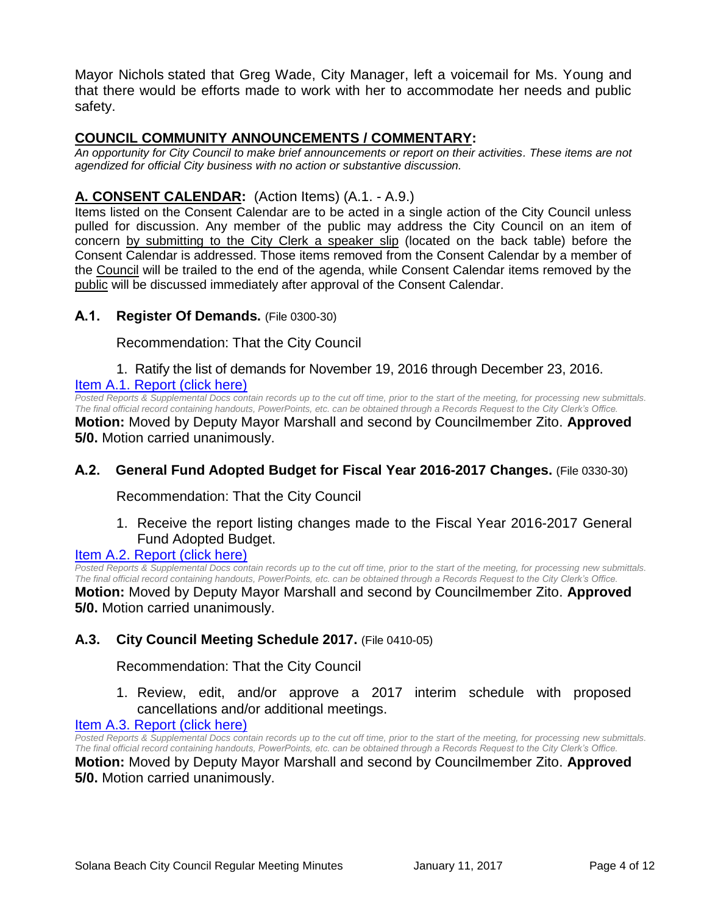Mayor Nichols stated that Greg Wade, City Manager, left a voicemail for Ms. Young and that there would be efforts made to work with her to accommodate her needs and public safety.

## COUNCIL COMMUNITY ANNOUNCEMENTS / COMMENTARY:

*An opportunity for City Council to make brief announcements or report on their activities. These items are not agendized for official City business with no action or substantive discussion.*

## A. CONSENT CALENDAR: (Action Items) (A.1. - A.9.)

Items listed on the Consent Calendar are to be acted in a single action of the City Council unless pulled for discussion. Any member of the public may address the City Council on an item of concern by submitting to the City Clerk a speaker slip (located on the back table) before the Consent Calendar is addressed. Those items removed from the Consent Calendar by a member of the Council will be trailed to the end of the agenda, while Consent Calendar items removed by the public will be discussed immediately after approval of the Consent Calendar.

### A.1. Register Of Demands. (File 0300-30)

Recommendation: That the City Council

1. Ratify the list of demands for November 19, 2016 through December 23, 2016.

Item A.1. Report (click here)

*Posted Reports & Supplemental Docs contain records up to the cut off time, prior to the start of the meeting, for processing new submittals. The final official record containing handouts, PowerPoints, etc. can be obtained through a Records Request to the City Clerk's Office.*

**Motion:** Moved by Deputy Mayor Marshall and second by Councilmember Zito. **Approved 5/0.** Motion carried unanimously.

### A.2. General Fund Adopted Budget for Fiscal Year 2016-2017 Changes. (File 0330-30)

Recommendation: That the City Council

1. Receive the report listing changes made to the Fiscal Year 2016-2017 General Fund Adopted Budget.

Item A.2. Report (click here)

*Posted Reports & Supplemental Docs contain records up to the cut off time, prior to the start of the meeting, for processing new submittals. The final official record containing handouts, PowerPoints, etc. can be obtained through a Records Request to the City Clerk's Office.*

**Motion:** Moved by Deputy Mayor Marshall and second by Councilmember Zito. **Approved 5/0.** Motion carried unanimously.

### A.3. City Council Meeting Schedule 2017. (File 0410-05)

Recommendation: That the City Council

1. Review, edit, and/or approve a 2017 interim schedule with proposed cancellations and/or additional meetings.

Item A.3. Report (click here)

*Posted Reports & Supplemental Docs contain records up to the cut off time, prior to the start of the meeting, for processing new submittals. The final official record containing handouts, PowerPoints, etc. can be obtained through a Records Request to the City Clerk's Office.*

**Motion:** Moved by Deputy Mayor Marshall and second by Councilmember Zito. **Approved 5/0.** Motion carried unanimously.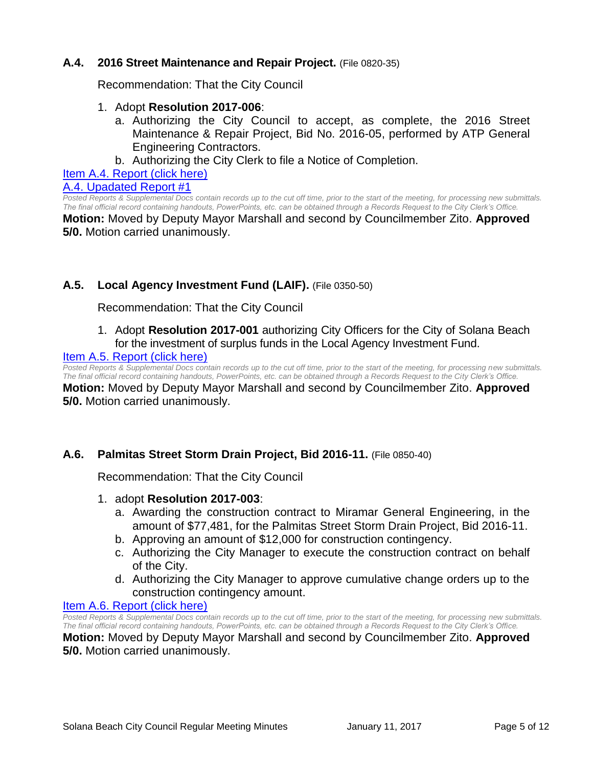### A.4. 2016 Street Maintenance and Repair Project. (File 0820-35)

Recommendation: That the City Council

1. Adopt **Resolution 2017-006**:
   a. Authorizing the City Council to accept, as complete, the 2016 Street Maintenance & Repair Project, Bid No. 2016-05, performed by ATP General Engineering Contractors.
   b. Authorizing the City Clerk to file a Notice of Completion.

Item A.4. Report (click here)

A.4. Upadated Report #1

*Posted Reports & Supplemental Docs contain records up to the cut off time, prior to the start of the meeting, for processing new submittals. The final official record containing handouts, PowerPoints, etc. can be obtained through a Records Request to the City Clerk's Office.*

**Motion:** Moved by Deputy Mayor Marshall and second by Councilmember Zito. **Approved 5/0.** Motion carried unanimously.

### A.5. Local Agency Investment Fund (LAIF). (File 0350-50)

Recommendation: That the City Council

1. Adopt **Resolution 2017-001** authorizing City Officers for the City of Solana Beach for the investment of surplus funds in the Local Agency Investment Fund.

Item A.5. Report (click here)

*Posted Reports & Supplemental Docs contain records up to the cut off time, prior to the start of the meeting, for processing new submittals. The final official record containing handouts, PowerPoints, etc. can be obtained through a Records Request to the City Clerk's Office.*

**Motion:** Moved by Deputy Mayor Marshall and second by Councilmember Zito. **Approved 5/0.** Motion carried unanimously.

### A.6. Palmitas Street Storm Drain Project, Bid 2016-11. (File 0850-40)

Recommendation: That the City Council

1. adopt **Resolution 2017-003**:
   a. Awarding the construction contract to Miramar General Engineering, in the amount of $77,481, for the Palmitas Street Storm Drain Project, Bid 2016-11.
   b. Approving an amount of $12,000 for construction contingency.
   c. Authorizing the City Manager to execute the construction contract on behalf of the City.
   d. Authorizing the City Manager to approve cumulative change orders up to the construction contingency amount.

Item A.6. Report (click here)

*Posted Reports & Supplemental Docs contain records up to the cut off time, prior to the start of the meeting, for processing new submittals. The final official record containing handouts, PowerPoints, etc. can be obtained through a Records Request to the City Clerk's Office.*

**Motion:** Moved by Deputy Mayor Marshall and second by Councilmember Zito. **Approved 5/0.** Motion carried unanimously.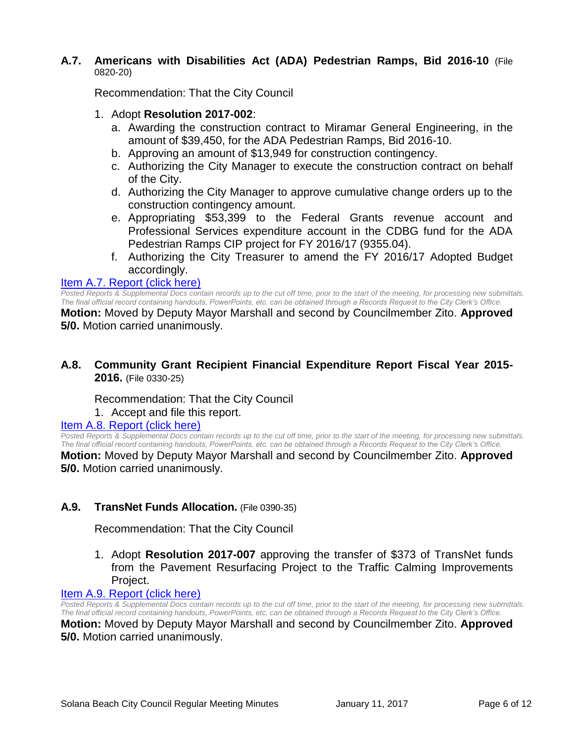### A.7. Americans with Disabilities Act (ADA) Pedestrian Ramps, Bid 2016-10 (File 0820-20)

Recommendation: That the City Council

1. Adopt **Resolution 2017-002**:
   a. Awarding the construction contract to Miramar General Engineering, in the amount of $39,450, for the ADA Pedestrian Ramps, Bid 2016-10.
   b. Approving an amount of $13,949 for construction contingency.
   c. Authorizing the City Manager to execute the construction contract on behalf of the City.
   d. Authorizing the City Manager to approve cumulative change orders up to the construction contingency amount.
   e. Appropriating $53,399 to the Federal Grants revenue account and Professional Services expenditure account in the CDBG fund for the ADA Pedestrian Ramps CIP project for FY 2016/17 (9355.04).
   f. Authorizing the City Treasurer to amend the FY 2016/17 Adopted Budget accordingly.

Item A.7. Report (click here)

*Posted Reports & Supplemental Docs contain records up to the cut off time, prior to the start of the meeting, for processing new submittals. The final official record containing handouts, PowerPoints, etc. can be obtained through a Records Request to the City Clerk's Office.*

**Motion:** Moved by Deputy Mayor Marshall and second by Councilmember Zito. **Approved 5/0.** Motion carried unanimously.

### A.8. Community Grant Recipient Financial Expenditure Report Fiscal Year 2015-2016. (File 0330-25)

Recommendation: That the City Council

1. Accept and file this report.

Item A.8. Report (click here)

*Posted Reports & Supplemental Docs contain records up to the cut off time, prior to the start of the meeting, for processing new submittals. The final official record containing handouts, PowerPoints, etc. can be obtained through a Records Request to the City Clerk's Office.*

**Motion:** Moved by Deputy Mayor Marshall and second by Councilmember Zito. **Approved 5/0.** Motion carried unanimously.

### A.9. TransNet Funds Allocation. (File 0390-35)

Recommendation: That the City Council

1. Adopt **Resolution 2017-007** approving the transfer of $373 of TransNet funds from the Pavement Resurfacing Project to the Traffic Calming Improvements Project.

Item A.9. Report (click here)

*Posted Reports & Supplemental Docs contain records up to the cut off time, prior to the start of the meeting, for processing new submittals. The final official record containing handouts, PowerPoints, etc. can be obtained through a Records Request to the City Clerk's Office.*

**Motion:** Moved by Deputy Mayor Marshall and second by Councilmember Zito. **Approved 5/0.** Motion carried unanimously.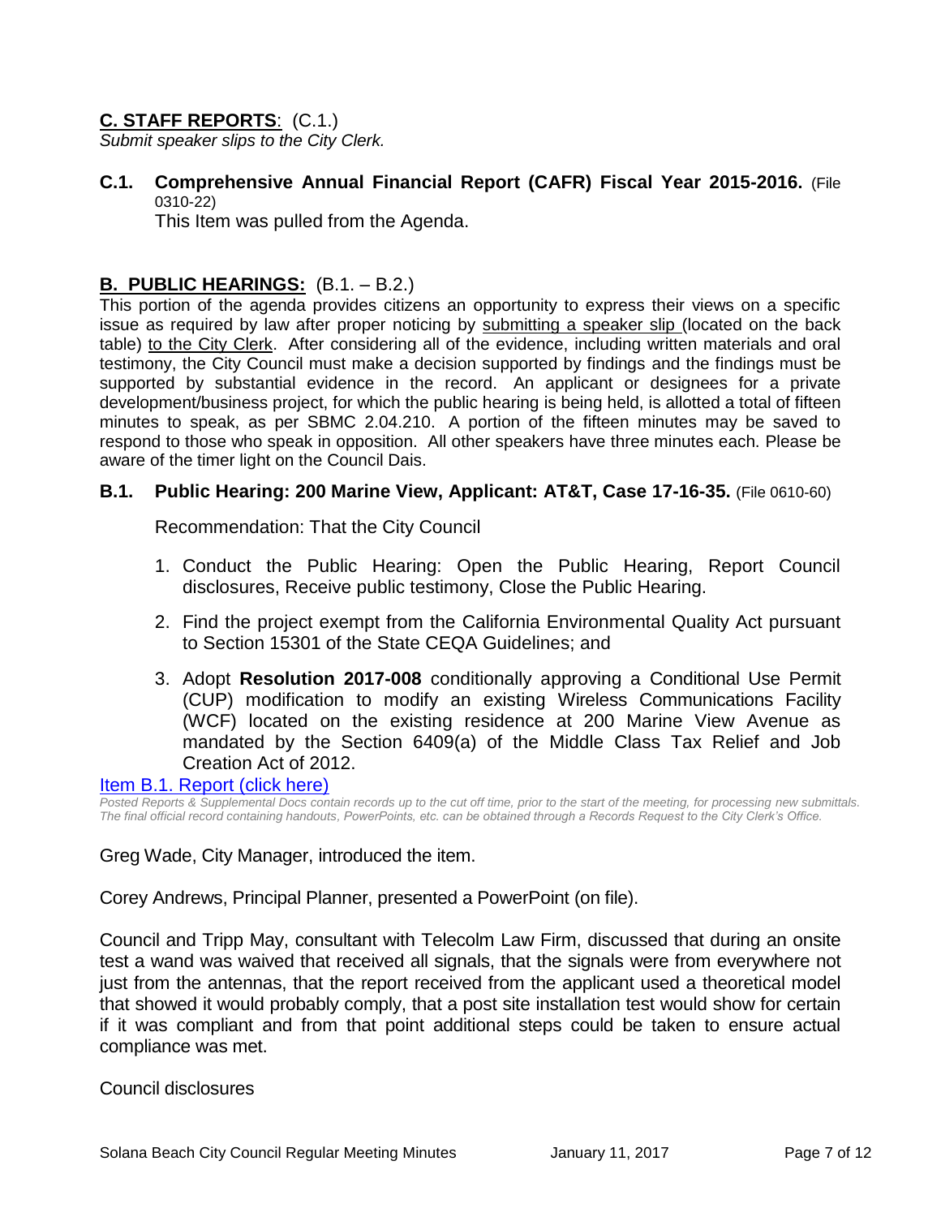## **C. STAFF REPORTS**: (C.1.)

*Submit speaker slips to the City Clerk.*

**C.1. Comprehensive Annual Financial Report (CAFR) Fiscal Year 2015-2016.** (File 0310-22)

This Item was pulled from the Agenda.

## **B. PUBLIC HEARINGS:** (B.1. – B.2.)

This portion of the agenda provides citizens an opportunity to express their views on a specific issue as required by law after proper noticing by submitting a speaker slip (located on the back table) to the City Clerk. After considering all of the evidence, including written materials and oral testimony, the City Council must make a decision supported by findings and the findings must be supported by substantial evidence in the record. An applicant or designees for a private development/business project, for which the public hearing is being held, is allotted a total of fifteen minutes to speak, as per SBMC 2.04.210. A portion of the fifteen minutes may be saved to respond to those who speak in opposition. All other speakers have three minutes each. Please be aware of the timer light on the Council Dais.

**B.1. Public Hearing: 200 Marine View, Applicant: AT&T, Case 17-16-35.** (File 0610-60)

Recommendation: That the City Council

1. Conduct the Public Hearing: Open the Public Hearing, Report Council disclosures, Receive public testimony, Close the Public Hearing.
2. Find the project exempt from the California Environmental Quality Act pursuant to Section 15301 of the State CEQA Guidelines; and
3. Adopt **Resolution 2017-008** conditionally approving a Conditional Use Permit (CUP) modification to modify an existing Wireless Communications Facility (WCF) located on the existing residence at 200 Marine View Avenue as mandated by the Section 6409(a) of the Middle Class Tax Relief and Job Creation Act of 2012.

Item B.1. Report (click here)

*Posted Reports & Supplemental Docs contain records up to the cut off time, prior to the start of the meeting, for processing new submittals. The final official record containing handouts, PowerPoints, etc. can be obtained through a Records Request to the City Clerk's Office.*

Greg Wade, City Manager, introduced the item.

Corey Andrews, Principal Planner, presented a PowerPoint (on file).

Council and Tripp May, consultant with Telecolm Law Firm, discussed that during an onsite test a wand was waived that received all signals, that the signals were from everywhere not just from the antennas, that the report received from the applicant used a theoretical model that showed it would probably comply, that a post site installation test would show for certain if it was compliant and from that point additional steps could be taken to ensure actual compliance was met.

Council disclosures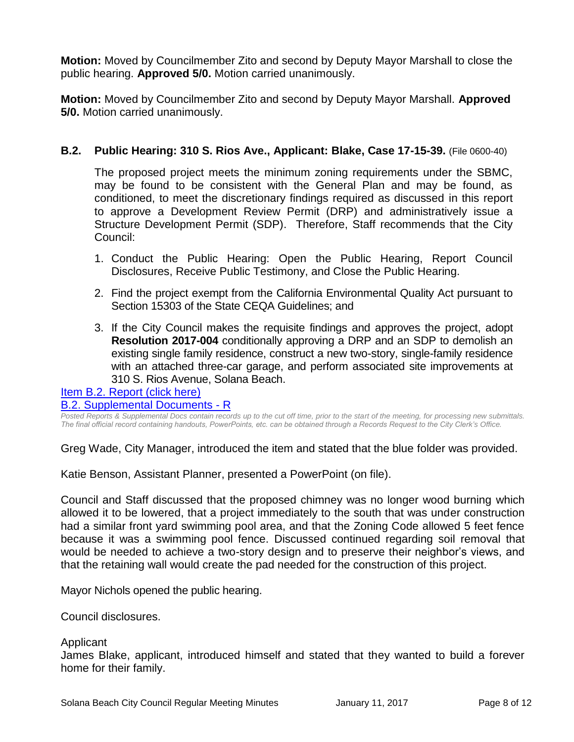**Motion:** Moved by Councilmember Zito and second by Deputy Mayor Marshall to close the public hearing. **Approved 5/0.** Motion carried unanimously.

**Motion:** Moved by Councilmember Zito and second by Deputy Mayor Marshall. **Approved 5/0.** Motion carried unanimously.

### B.2. Public Hearing: 310 S. Rios Ave., Applicant: Blake, Case 17-15-39. (File 0600-40)

The proposed project meets the minimum zoning requirements under the SBMC, may be found to be consistent with the General Plan and may be found, as conditioned, to meet the discretionary findings required as discussed in this report to approve a Development Review Permit (DRP) and administratively issue a Structure Development Permit (SDP). Therefore, Staff recommends that the City Council:

1. Conduct the Public Hearing: Open the Public Hearing, Report Council Disclosures, Receive Public Testimony, and Close the Public Hearing.
2. Find the project exempt from the California Environmental Quality Act pursuant to Section 15303 of the State CEQA Guidelines; and
3. If the City Council makes the requisite findings and approves the project, adopt **Resolution 2017-004** conditionally approving a DRP and an SDP to demolish an existing single family residence, construct a new two-story, single-family residence with an attached three-car garage, and perform associated site improvements at 310 S. Rios Avenue, Solana Beach.

Item B.2. Report (click here)
B.2. Supplemental Documents - R

*Posted Reports & Supplemental Docs contain records up to the cut off time, prior to the start of the meeting, for processing new submittals. The final official record containing handouts, PowerPoints, etc. can be obtained through a Records Request to the City Clerk's Office.*

Greg Wade, City Manager, introduced the item and stated that the blue folder was provided.

Katie Benson, Assistant Planner, presented a PowerPoint (on file).

Council and Staff discussed that the proposed chimney was no longer wood burning which allowed it to be lowered, that a project immediately to the south that was under construction had a similar front yard swimming pool area, and that the Zoning Code allowed 5 feet fence because it was a swimming pool fence. Discussed continued regarding soil removal that would be needed to achieve a two-story design and to preserve their neighbor's views, and that the retaining wall would create the pad needed for the construction of this project.

Mayor Nichols opened the public hearing.

Council disclosures.

Applicant
James Blake, applicant, introduced himself and stated that they wanted to build a forever home for their family.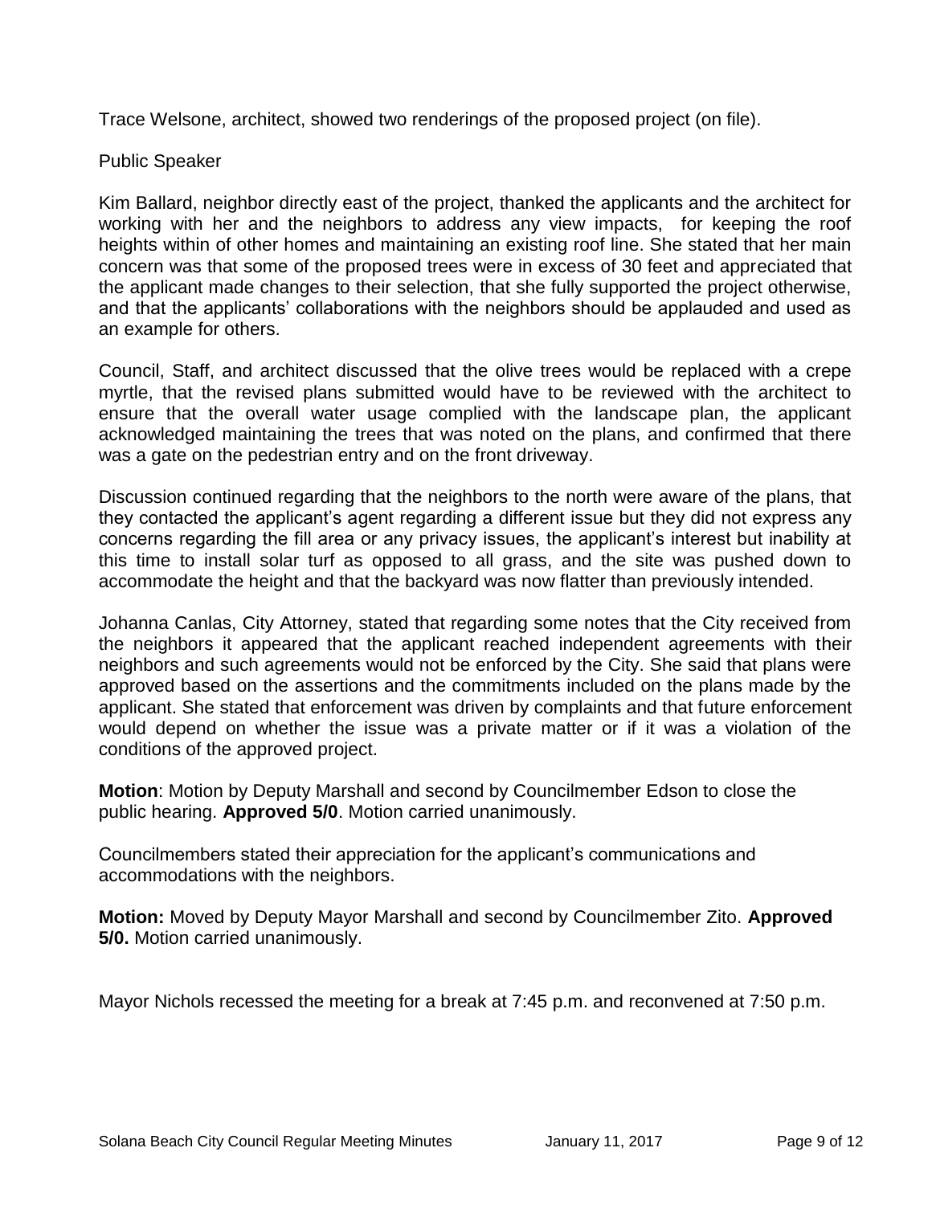Trace Welsone, architect, showed two renderings of the proposed project (on file).

Public Speaker

Kim Ballard, neighbor directly east of the project, thanked the applicants and the architect for working with her and the neighbors to address any view impacts, for keeping the roof heights within of other homes and maintaining an existing roof line. She stated that her main concern was that some of the proposed trees were in excess of 30 feet and appreciated that the applicant made changes to their selection, that she fully supported the project otherwise, and that the applicants' collaborations with the neighbors should be applauded and used as an example for others.

Council, Staff, and architect discussed that the olive trees would be replaced with a crepe myrtle, that the revised plans submitted would have to be reviewed with the architect to ensure that the overall water usage complied with the landscape plan, the applicant acknowledged maintaining the trees that was noted on the plans, and confirmed that there was a gate on the pedestrian entry and on the front driveway.

Discussion continued regarding that the neighbors to the north were aware of the plans, that they contacted the applicant's agent regarding a different issue but they did not express any concerns regarding the fill area or any privacy issues, the applicant's interest but inability at this time to install solar turf as opposed to all grass, and the site was pushed down to accommodate the height and that the backyard was now flatter than previously intended.

Johanna Canlas, City Attorney, stated that regarding some notes that the City received from the neighbors it appeared that the applicant reached independent agreements with their neighbors and such agreements would not be enforced by the City. She said that plans were approved based on the assertions and the commitments included on the plans made by the applicant. She stated that enforcement was driven by complaints and that future enforcement would depend on whether the issue was a private matter or if it was a violation of the conditions of the approved project.

**Motion**: Motion by Deputy Marshall and second by Councilmember Edson to close the public hearing. **Approved 5/0**. Motion carried unanimously.

Councilmembers stated their appreciation for the applicant's communications and accommodations with the neighbors.

**Motion:** Moved by Deputy Mayor Marshall and second by Councilmember Zito. **Approved 5/0.** Motion carried unanimously.

Mayor Nichols recessed the meeting for a break at 7:45 p.m. and reconvened at 7:50 p.m.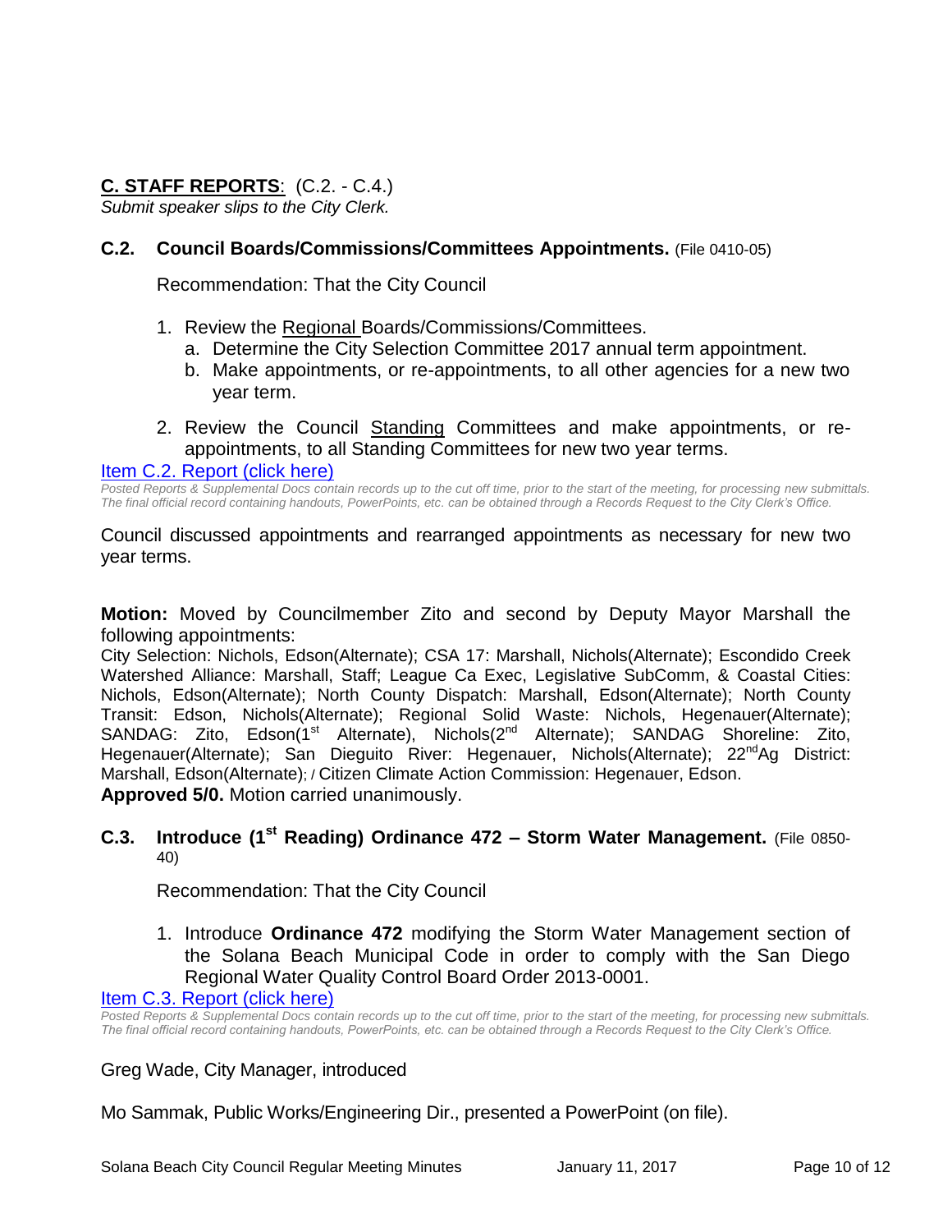## C. STAFF REPORTS: (C.2. - C.4.)

*Submit speaker slips to the City Clerk.*

### C.2. Council Boards/Commissions/Committees Appointments. (File 0410-05)

Recommendation: That the City Council

1. Review the Regional Boards/Commissions/Committees.
   a. Determine the City Selection Committee 2017 annual term appointment.
   b. Make appointments, or re-appointments, to all other agencies for a new two year term.
2. Review the Council Standing Committees and make appointments, or re-appointments, to all Standing Committees for new two year terms.

[Item C.2. Report (click here)]

*Posted Reports & Supplemental Docs contain records up to the cut off time, prior to the start of the meeting, for processing new submittals. The final official record containing handouts, PowerPoints, etc. can be obtained through a Records Request to the City Clerk's Office.*

Council discussed appointments and rearranged appointments as necessary for new two year terms.

**Motion:** Moved by Councilmember Zito and second by Deputy Mayor Marshall the following appointments:
City Selection: Nichols, Edson(Alternate); CSA 17: Marshall, Nichols(Alternate); Escondido Creek Watershed Alliance: Marshall, Staff; League Ca Exec, Legislative SubComm, & Coastal Cities: Nichols, Edson(Alternate); North County Dispatch: Marshall, Edson(Alternate); North County Transit: Edson, Nichols(Alternate); Regional Solid Waste: Nichols, Hegenauer(Alternate); SANDAG: Zito, Edson(1st Alternate), Nichols(2nd Alternate); SANDAG Shoreline: Zito, Hegenauer(Alternate); San Dieguito River: Hegenauer, Nichols(Alternate); 22nd Ag District: Marshall, Edson(Alternate); / Citizen Climate Action Commission: Hegenauer, Edson.
**Approved 5/0.** Motion carried unanimously.

### C.3. Introduce (1st Reading) Ordinance 472 – Storm Water Management. (File 0850-40)

Recommendation: That the City Council

1. Introduce **Ordinance 472** modifying the Storm Water Management section of the Solana Beach Municipal Code in order to comply with the San Diego Regional Water Quality Control Board Order 2013-0001.

[Item C.3. Report (click here)]

*Posted Reports & Supplemental Docs contain records up to the cut off time, prior to the start of the meeting, for processing new submittals. The final official record containing handouts, PowerPoints, etc. can be obtained through a Records Request to the City Clerk's Office.*

Greg Wade, City Manager, introduced

Mo Sammak, Public Works/Engineering Dir., presented a PowerPoint (on file).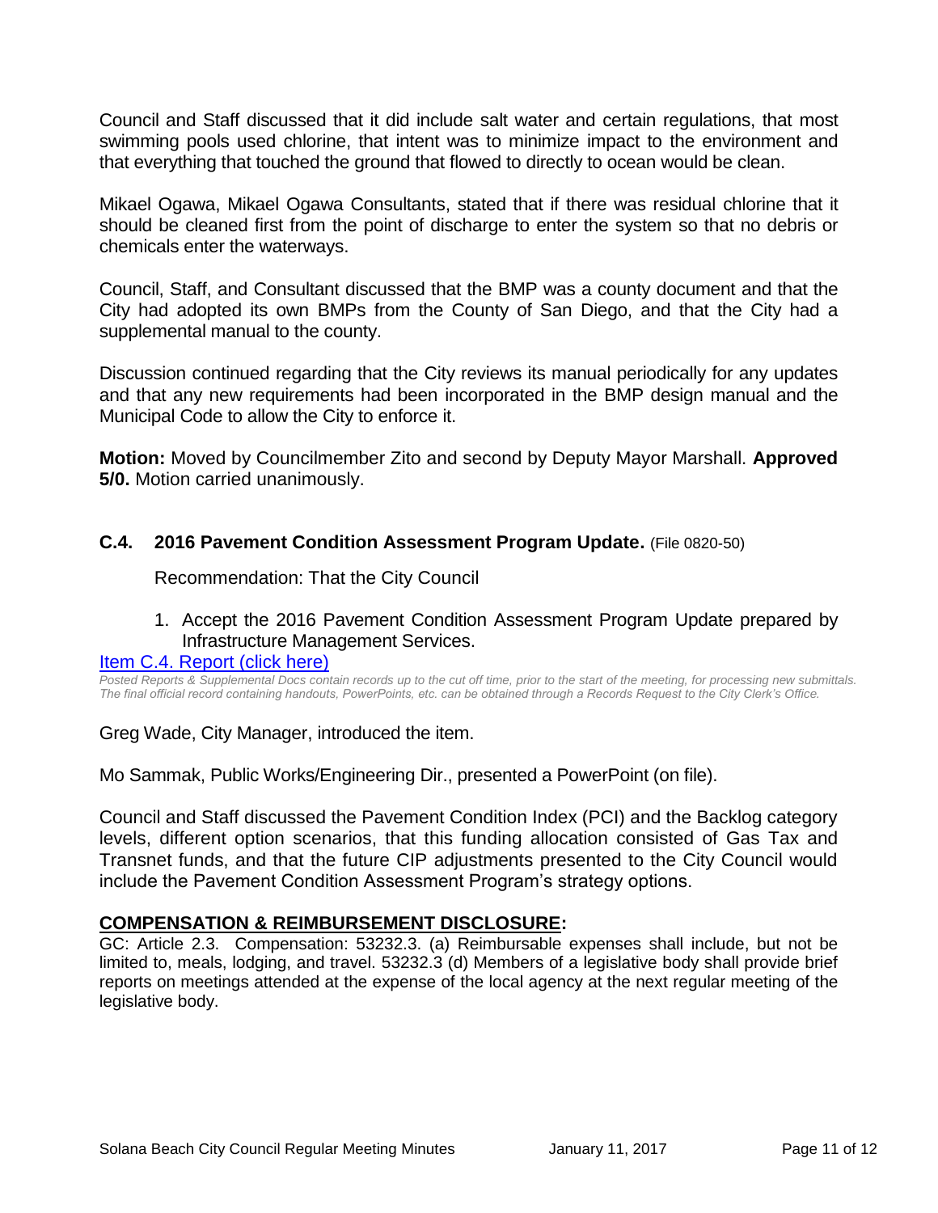Council and Staff discussed that it did include salt water and certain regulations, that most swimming pools used chlorine, that intent was to minimize impact to the environment and that everything that touched the ground that flowed to directly to ocean would be clean.

Mikael Ogawa, Mikael Ogawa Consultants, stated that if there was residual chlorine that it should be cleaned first from the point of discharge to enter the system so that no debris or chemicals enter the waterways.

Council, Staff, and Consultant discussed that the BMP was a county document and that the City had adopted its own BMPs from the County of San Diego, and that the City had a supplemental manual to the county.

Discussion continued regarding that the City reviews its manual periodically for any updates and that any new requirements had been incorporated in the BMP design manual and the Municipal Code to allow the City to enforce it.

**Motion:** Moved by Councilmember Zito and second by Deputy Mayor Marshall. **Approved 5/0.** Motion carried unanimously.

### C.4. 2016 Pavement Condition Assessment Program Update. (File 0820-50)

Recommendation: That the City Council

1. Accept the 2016 Pavement Condition Assessment Program Update prepared by Infrastructure Management Services.

Item C.4. Report (click here)

*Posted Reports & Supplemental Docs contain records up to the cut off time, prior to the start of the meeting, for processing new submittals. The final official record containing handouts, PowerPoints, etc. can be obtained through a Records Request to the City Clerk's Office.*

Greg Wade, City Manager, introduced the item.

Mo Sammak, Public Works/Engineering Dir., presented a PowerPoint (on file).

Council and Staff discussed the Pavement Condition Index (PCI) and the Backlog category levels, different option scenarios, that this funding allocation consisted of Gas Tax and Transnet funds, and that the future CIP adjustments presented to the City Council would include the Pavement Condition Assessment Program's strategy options.

## COMPENSATION & REIMBURSEMENT DISCLOSURE:

GC: Article 2.3. Compensation: 53232.3. (a) Reimbursable expenses shall include, but not be limited to, meals, lodging, and travel. 53232.3 (d) Members of a legislative body shall provide brief reports on meetings attended at the expense of the local agency at the next regular meeting of the legislative body.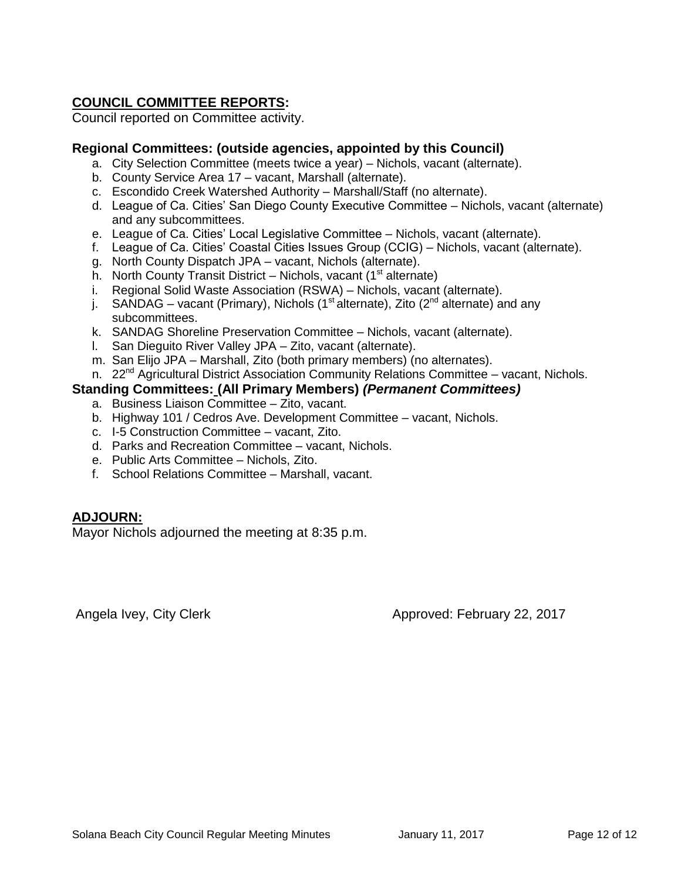## **COUNCIL COMMITTEE REPORTS:**

Council reported on Committee activity.

### Regional Committees: (outside agencies, appointed by this Council)

a. City Selection Committee (meets twice a year) – Nichols, vacant (alternate).
b. County Service Area 17 – vacant, Marshall (alternate).
c. Escondido Creek Watershed Authority – Marshall/Staff (no alternate).
d. League of Ca. Cities' San Diego County Executive Committee – Nichols, vacant (alternate) and any subcommittees.
e. League of Ca. Cities' Local Legislative Committee – Nichols, vacant (alternate).
f. League of Ca. Cities' Coastal Cities Issues Group (CCIG) – Nichols, vacant (alternate).
g. North County Dispatch JPA – vacant, Nichols (alternate).
h. North County Transit District – Nichols, vacant (1st alternate)
i. Regional Solid Waste Association (RSWA) – Nichols, vacant (alternate).
j. SANDAG – vacant (Primary), Nichols (1st alternate), Zito (2nd alternate) and any subcommittees.
k. SANDAG Shoreline Preservation Committee – Nichols, vacant (alternate).
l. San Dieguito River Valley JPA – Zito, vacant (alternate).
m. San Elijo JPA – Marshall, Zito (both primary members) (no alternates).
n. 22nd Agricultural District Association Community Relations Committee – vacant, Nichols.

### Standing Committees: (All Primary Members) *(Permanent Committees)*

a. Business Liaison Committee – Zito, vacant.
b. Highway 101 / Cedros Ave. Development Committee – vacant, Nichols.
c. I-5 Construction Committee – vacant, Zito.
d. Parks and Recreation Committee – vacant, Nichols.
e. Public Arts Committee – Nichols, Zito.
f. School Relations Committee – Marshall, vacant.

## **ADJOURN:**

Mayor Nichols adjourned the meeting at 8:35 p.m.

Angela Ivey, City Clerk

Approved: February 22, 2017